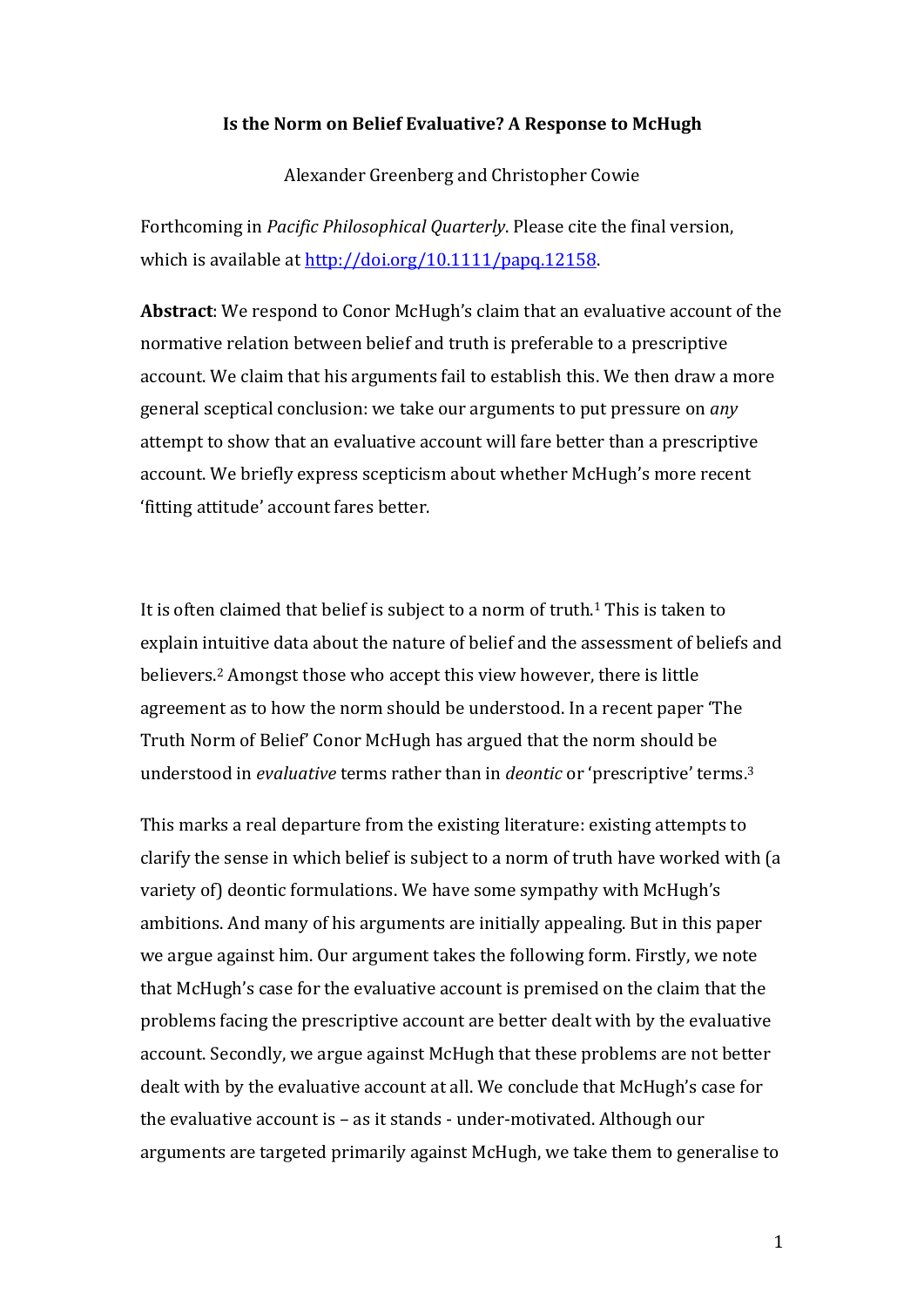# Is the Norm on Belief Evaluative? A Response to McHugh

Alexander Greenberg and Christopher Cowie

Forthcoming in *Pacific Philosophical Quarterly*. Please cite the final version, which is available at http://doi.org/10.1111/papq.12158.

**Abstract**: We respond to Conor McHugh's claim that an evaluative account of the normative relation between belief and truth is preferable to a prescriptive account. We claim that his arguments fail to establish this. We then draw a more general sceptical conclusion: we take our arguments to put pressure on *any* attempt to show that an evaluative account will fare better than a prescriptive account. We briefly express scepticism about whether McHugh's more recent 'fitting attitude' account fares better.

It is often claimed that belief is subject to a norm of truth.[1] This is taken to explain intuitive data about the nature of belief and the assessment of beliefs and believers.[2] Amongst those who accept this view however, there is little agreement as to how the norm should be understood. In a recent paper 'The Truth Norm of Belief' Conor McHugh has argued that the norm should be understood in *evaluative* terms rather than in *deontic* or 'prescriptive' terms.[3]

This marks a real departure from the existing literature: existing attempts to clarify the sense in which belief is subject to a norm of truth have worked with (a variety of) deontic formulations. We have some sympathy with McHugh's ambitions. And many of his arguments are initially appealing. But in this paper we argue against him. Our argument takes the following form. Firstly, we note that McHugh's case for the evaluative account is premised on the claim that the problems facing the prescriptive account are better dealt with by the evaluative account. Secondly, we argue against McHugh that these problems are not better dealt with by the evaluative account at all. We conclude that McHugh's case for the evaluative account is – as it stands - under-motivated. Although our arguments are targeted primarily against McHugh, we take them to generalise to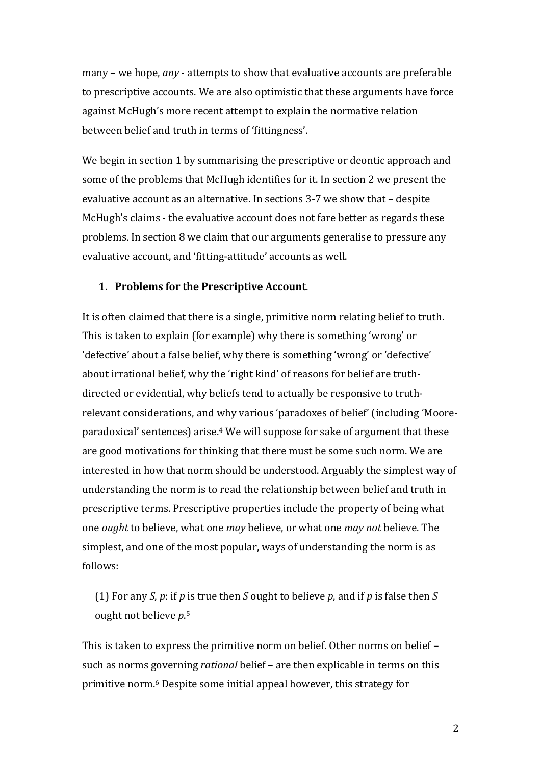many – we hope, *any* - attempts to show that evaluative accounts are preferable to prescriptive accounts. We are also optimistic that these arguments have force against McHugh's more recent attempt to explain the normative relation between belief and truth in terms of 'fittingness'.

We begin in section 1 by summarising the prescriptive or deontic approach and some of the problems that McHugh identifies for it. In section 2 we present the evaluative account as an alternative. In sections 3-7 we show that – despite McHugh's claims - the evaluative account does not fare better as regards these problems. In section 8 we claim that our arguments generalise to pressure any evaluative account, and 'fitting-attitude' accounts as well.

## 1. Problems for the Prescriptive Account.

It is often claimed that there is a single, primitive norm relating belief to truth. This is taken to explain (for example) why there is something 'wrong' or 'defective' about a false belief, why there is something 'wrong' or 'defective' about irrational belief, why the 'right kind' of reasons for belief are truth-directed or evidential, why beliefs tend to actually be responsive to truth-relevant considerations, and why various 'paradoxes of belief' (including 'Moore-paradoxical' sentences) arise.[4] We will suppose for sake of argument that these are good motivations for thinking that there must be some such norm. We are interested in how that norm should be understood. Arguably the simplest way of understanding the norm is to read the relationship between belief and truth in prescriptive terms. Prescriptive properties include the property of being what one *ought* to believe, what one *may* believe, or what one *may not* believe. The simplest, and one of the most popular, ways of understanding the norm is as follows:

(1) For any *S*, *p*: if *p* is true then *S* ought to believe *p*, and if *p* is false then *S* ought not believe *p*.[5]

This is taken to express the primitive norm on belief. Other norms on belief – such as norms governing *rational* belief – are then explicable in terms on this primitive norm.[6] Despite some initial appeal however, this strategy for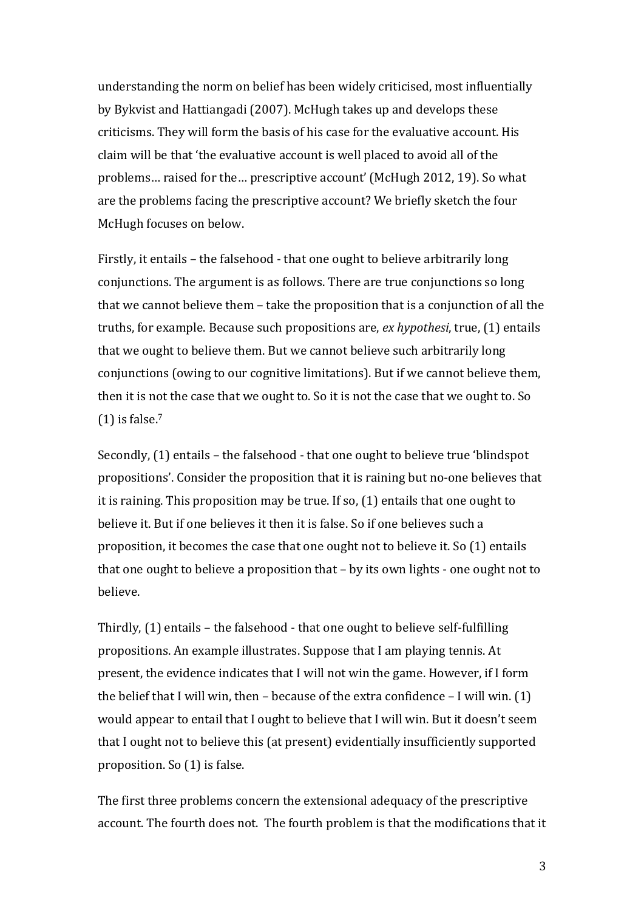understanding the norm on belief has been widely criticised, most influentially by Bykvist and Hattiangadi (2007). McHugh takes up and develops these criticisms. They will form the basis of his case for the evaluative account. His claim will be that 'the evaluative account is well placed to avoid all of the problems… raised for the… prescriptive account' (McHugh 2012, 19). So what are the problems facing the prescriptive account? We briefly sketch the four McHugh focuses on below.

Firstly, it entails – the falsehood - that one ought to believe arbitrarily long conjunctions. The argument is as follows. There are true conjunctions so long that we cannot believe them – take the proposition that is a conjunction of all the truths, for example. Because such propositions are, *ex hypothesi*, true, (1) entails that we ought to believe them. But we cannot believe such arbitrarily long conjunctions (owing to our cognitive limitations). But if we cannot believe them, then it is not the case that we ought to. So it is not the case that we ought to. So (1) is false.[7]

Secondly, (1) entails – the falsehood - that one ought to believe true 'blindspot propositions'. Consider the proposition that it is raining but no-one believes that it is raining. This proposition may be true. If so, (1) entails that one ought to believe it. But if one believes it then it is false. So if one believes such a proposition, it becomes the case that one ought not to believe it. So (1) entails that one ought to believe a proposition that – by its own lights - one ought not to believe.

Thirdly, (1) entails – the falsehood - that one ought to believe self-fulfilling propositions. An example illustrates. Suppose that I am playing tennis. At present, the evidence indicates that I will not win the game. However, if I form the belief that I will win, then – because of the extra confidence – I will win. (1) would appear to entail that I ought to believe that I will win. But it doesn't seem that I ought not to believe this (at present) evidentially insufficiently supported proposition. So (1) is false.

The first three problems concern the extensional adequacy of the prescriptive account. The fourth does not. The fourth problem is that the modifications that it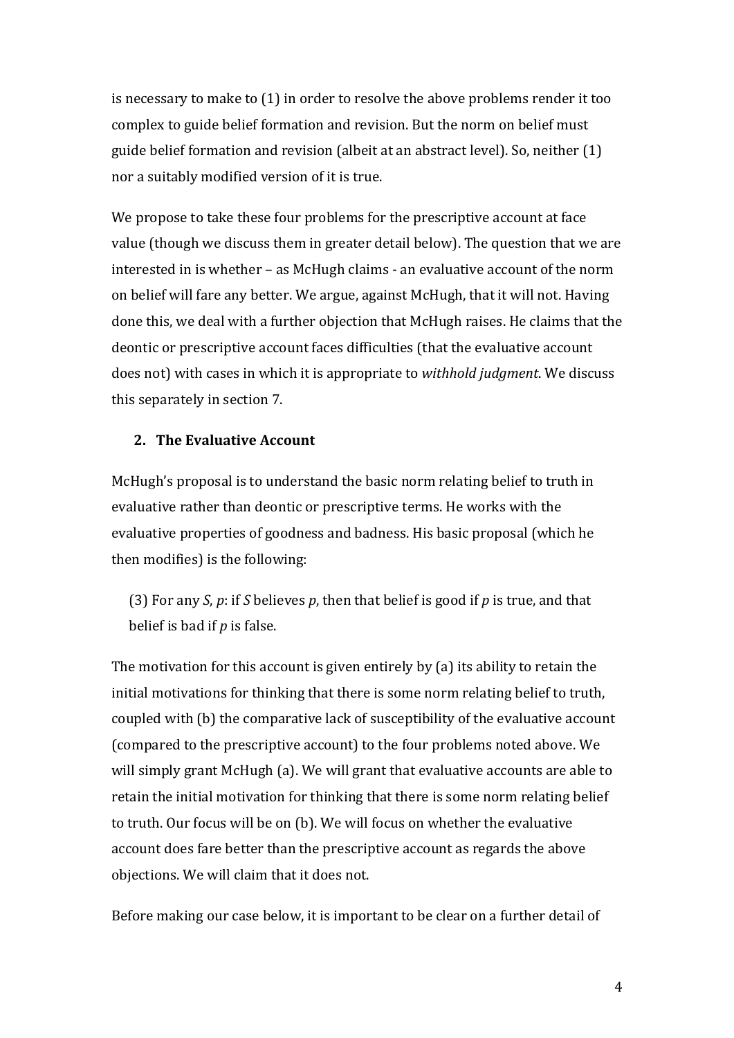is necessary to make to (1) in order to resolve the above problems render it too complex to guide belief formation and revision. But the norm on belief must guide belief formation and revision (albeit at an abstract level). So, neither (1) nor a suitably modified version of it is true.

We propose to take these four problems for the prescriptive account at face value (though we discuss them in greater detail below). The question that we are interested in is whether – as McHugh claims - an evaluative account of the norm on belief will fare any better. We argue, against McHugh, that it will not. Having done this, we deal with a further objection that McHugh raises. He claims that the deontic or prescriptive account faces difficulties (that the evaluative account does not) with cases in which it is appropriate to *withhold judgment*. We discuss this separately in section 7.

## 2. The Evaluative Account

McHugh's proposal is to understand the basic norm relating belief to truth in evaluative rather than deontic or prescriptive terms. He works with the evaluative properties of goodness and badness. His basic proposal (which he then modifies) is the following:

> (3) For any *S*, *p*: if *S* believes *p*, then that belief is good if *p* is true, and that belief is bad if *p* is false.

The motivation for this account is given entirely by (a) its ability to retain the initial motivations for thinking that there is some norm relating belief to truth, coupled with (b) the comparative lack of susceptibility of the evaluative account (compared to the prescriptive account) to the four problems noted above. We will simply grant McHugh (a). We will grant that evaluative accounts are able to retain the initial motivation for thinking that there is some norm relating belief to truth. Our focus will be on (b). We will focus on whether the evaluative account does fare better than the prescriptive account as regards the above objections. We will claim that it does not.

Before making our case below, it is important to be clear on a further detail of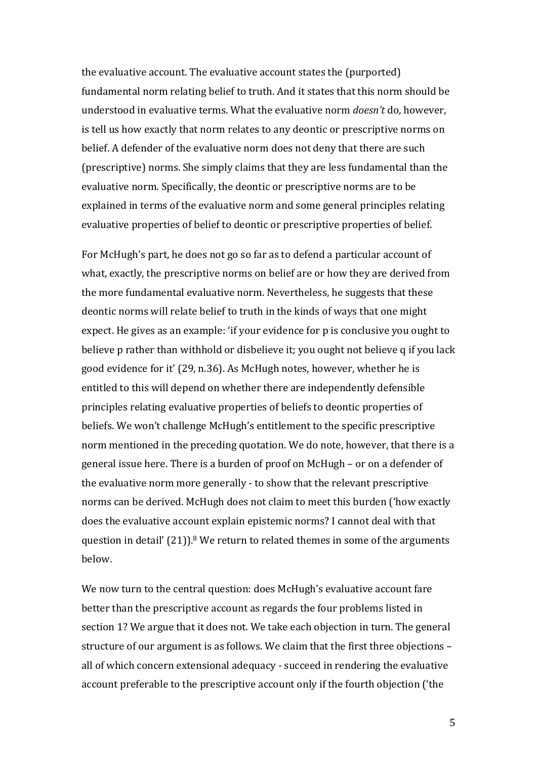the evaluative account. The evaluative account states the (purported) fundamental norm relating belief to truth. And it states that this norm should be understood in evaluative terms. What the evaluative norm *doesn't* do, however, is tell us how exactly that norm relates to any deontic or prescriptive norms on belief. A defender of the evaluative norm does not deny that there are such (prescriptive) norms. She simply claims that they are less fundamental than the evaluative norm. Specifically, the deontic or prescriptive norms are to be explained in terms of the evaluative norm and some general principles relating evaluative properties of belief to deontic or prescriptive properties of belief.

For McHugh's part, he does not go so far as to defend a particular account of what, exactly, the prescriptive norms on belief are or how they are derived from the more fundamental evaluative norm. Nevertheless, he suggests that these deontic norms will relate belief to truth in the kinds of ways that one might expect. He gives as an example: 'if your evidence for p is conclusive you ought to believe p rather than withhold or disbelieve it; you ought not believe q if you lack good evidence for it' (29, n.36). As McHugh notes, however, whether he is entitled to this will depend on whether there are independently defensible principles relating evaluative properties of beliefs to deontic properties of beliefs. We won't challenge McHugh's entitlement to the specific prescriptive norm mentioned in the preceding quotation. We do note, however, that there is a general issue here. There is a burden of proof on McHugh – or on a defender of the evaluative norm more generally - to show that the relevant prescriptive norms can be derived. McHugh does not claim to meet this burden ('how exactly does the evaluative account explain epistemic norms? I cannot deal with that question in detail' (21)).[8] We return to related themes in some of the arguments below.

We now turn to the central question: does McHugh's evaluative account fare better than the prescriptive account as regards the four problems listed in section 1? We argue that it does not. We take each objection in turn. The general structure of our argument is as follows. We claim that the first three objections – all of which concern extensional adequacy - succeed in rendering the evaluative account preferable to the prescriptive account only if the fourth objection ('the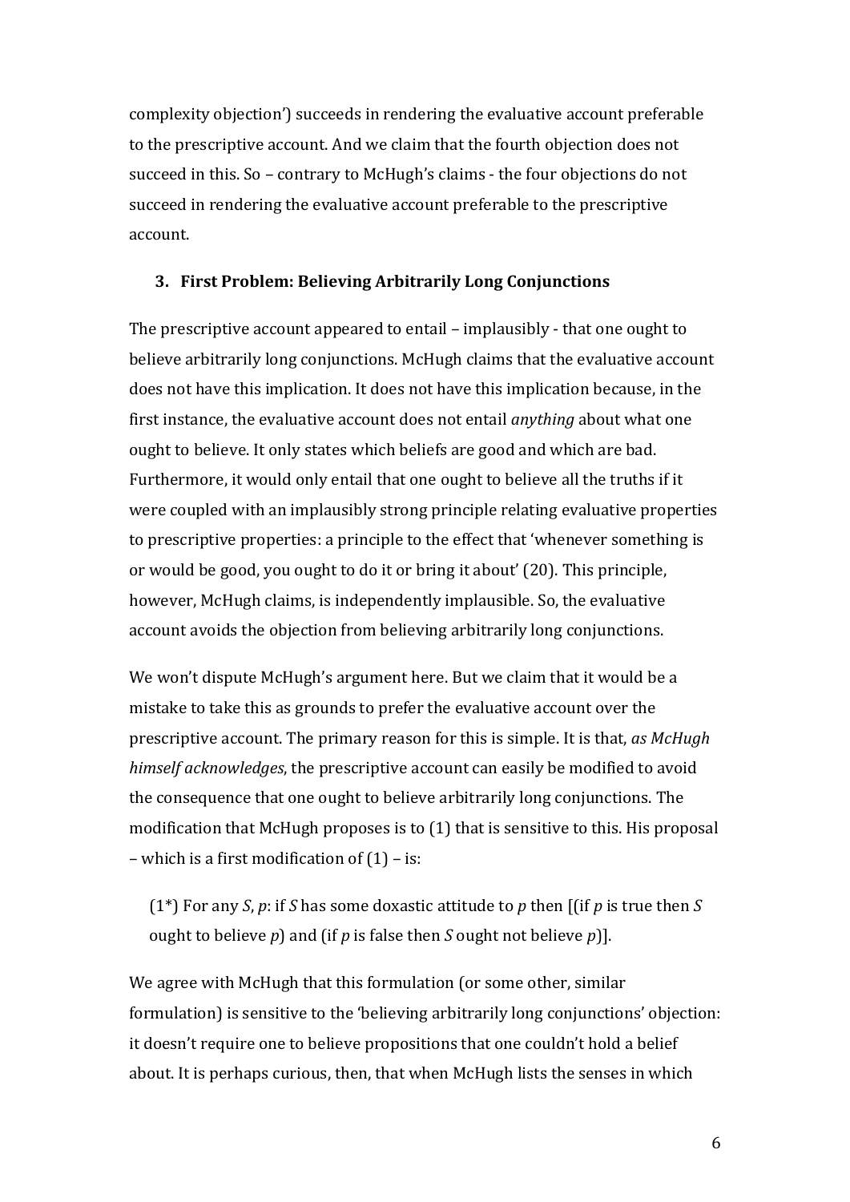complexity objection') succeeds in rendering the evaluative account preferable to the prescriptive account. And we claim that the fourth objection does not succeed in this. So – contrary to McHugh's claims - the four objections do not succeed in rendering the evaluative account preferable to the prescriptive account.

## 3. First Problem: Believing Arbitrarily Long Conjunctions

The prescriptive account appeared to entail – implausibly - that one ought to believe arbitrarily long conjunctions. McHugh claims that the evaluative account does not have this implication. It does not have this implication because, in the first instance, the evaluative account does not entail *anything* about what one ought to believe. It only states which beliefs are good and which are bad. Furthermore, it would only entail that one ought to believe all the truths if it were coupled with an implausibly strong principle relating evaluative properties to prescriptive properties: a principle to the effect that 'whenever something is or would be good, you ought to do it or bring it about' (20). This principle, however, McHugh claims, is independently implausible. So, the evaluative account avoids the objection from believing arbitrarily long conjunctions.

We won't dispute McHugh's argument here. But we claim that it would be a mistake to take this as grounds to prefer the evaluative account over the prescriptive account. The primary reason for this is simple. It is that, *as McHugh himself acknowledges*, the prescriptive account can easily be modified to avoid the consequence that one ought to believe arbitrarily long conjunctions. The modification that McHugh proposes is to (1) that is sensitive to this. His proposal – which is a first modification of (1) – is:

> (1*) For any *S*, *p*: if *S* has some doxastic attitude to *p* then [(if *p* is true then *S* ought to believe *p*) and (if *p* is false then *S* ought not believe *p*)].

We agree with McHugh that this formulation (or some other, similar formulation) is sensitive to the 'believing arbitrarily long conjunctions' objection: it doesn't require one to believe propositions that one couldn't hold a belief about. It is perhaps curious, then, that when McHugh lists the senses in which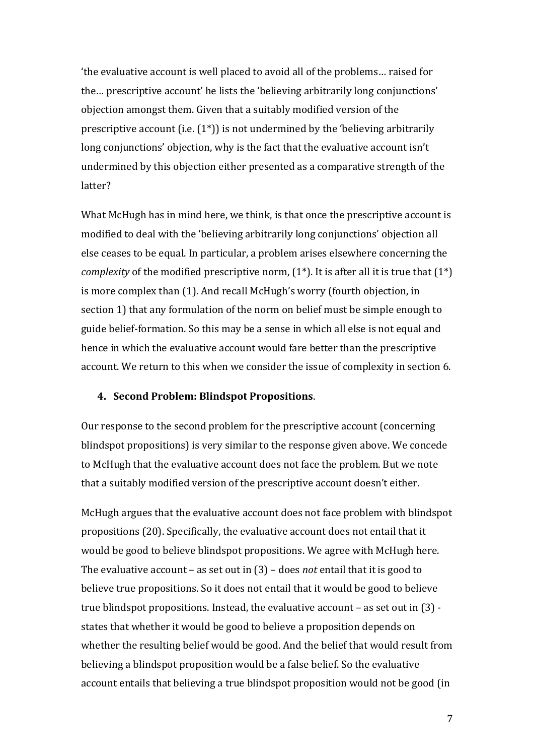‘the evaluative account is well placed to avoid all of the problems… raised for the… prescriptive account’ he lists the ‘believing arbitrarily long conjunctions’ objection amongst them. Given that a suitably modified version of the prescriptive account (i.e. (1*)) is not undermined by the ‘believing arbitrarily long conjunctions’ objection, why is the fact that the evaluative account isn’t undermined by this objection either presented as a comparative strength of the latter?

What McHugh has in mind here, we think, is that once the prescriptive account is modified to deal with the ‘believing arbitrarily long conjunctions’ objection all else ceases to be equal. In particular, a problem arises elsewhere concerning the *complexity* of the modified prescriptive norm, (1*). It is after all it is true that (1*) is more complex than (1). And recall McHugh’s worry (fourth objection, in section 1) that any formulation of the norm on belief must be simple enough to guide belief-formation. So this may be a sense in which all else is not equal and hence in which the evaluative account would fare better than the prescriptive account. We return to this when we consider the issue of complexity in section 6.

## 4. Second Problem: Blindspot Propositions.

Our response to the second problem for the prescriptive account (concerning blindspot propositions) is very similar to the response given above. We concede to McHugh that the evaluative account does not face the problem. But we note that a suitably modified version of the prescriptive account doesn’t either.

McHugh argues that the evaluative account does not face problem with blindspot propositions (20). Specifically, the evaluative account does not entail that it would be good to believe blindspot propositions. We agree with McHugh here. The evaluative account – as set out in (3) – does *not* entail that it is good to believe true propositions. So it does not entail that it would be good to believe true blindspot propositions. Instead, the evaluative account – as set out in (3) - states that whether it would be good to believe a proposition depends on whether the resulting belief would be good. And the belief that would result from believing a blindspot proposition would be a false belief. So the evaluative account entails that believing a true blindspot proposition would not be good (in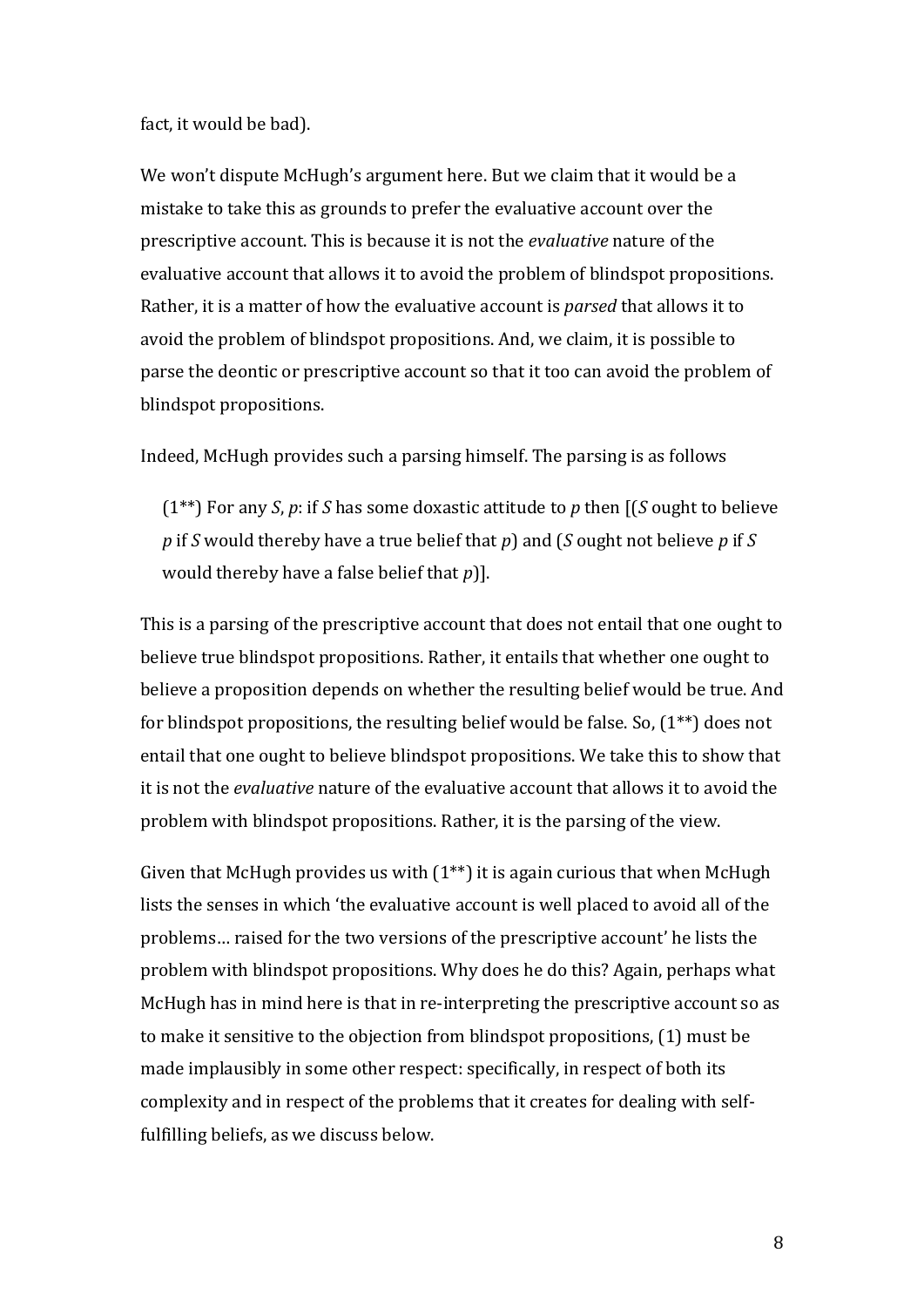fact, it would be bad).

We won't dispute McHugh's argument here. But we claim that it would be a mistake to take this as grounds to prefer the evaluative account over the prescriptive account. This is because it is not the *evaluative* nature of the evaluative account that allows it to avoid the problem of blindspot propositions. Rather, it is a matter of how the evaluative account is *parsed* that allows it to avoid the problem of blindspot propositions. And, we claim, it is possible to parse the deontic or prescriptive account so that it too can avoid the problem of blindspot propositions.

Indeed, McHugh provides such a parsing himself. The parsing is as follows

> (1**) For any *S*, *p*: if *S* has some doxastic attitude to *p* then [(*S* ought to believe *p* if *S* would thereby have a true belief that *p*) and (*S* ought not believe *p* if *S* would thereby have a false belief that *p*)].

This is a parsing of the prescriptive account that does not entail that one ought to believe true blindspot propositions. Rather, it entails that whether one ought to believe a proposition depends on whether the resulting belief would be true. And for blindspot propositions, the resulting belief would be false. So, (1**) does not entail that one ought to believe blindspot propositions. We take this to show that it is not the *evaluative* nature of the evaluative account that allows it to avoid the problem with blindspot propositions. Rather, it is the parsing of the view.

Given that McHugh provides us with (1**) it is again curious that when McHugh lists the senses in which 'the evaluative account is well placed to avoid all of the problems… raised for the two versions of the prescriptive account' he lists the problem with blindspot propositions. Why does he do this? Again, perhaps what McHugh has in mind here is that in re-interpreting the prescriptive account so as to make it sensitive to the objection from blindspot propositions, (1) must be made implausibly in some other respect: specifically, in respect of both its complexity and in respect of the problems that it creates for dealing with self-fulfilling beliefs, as we discuss below.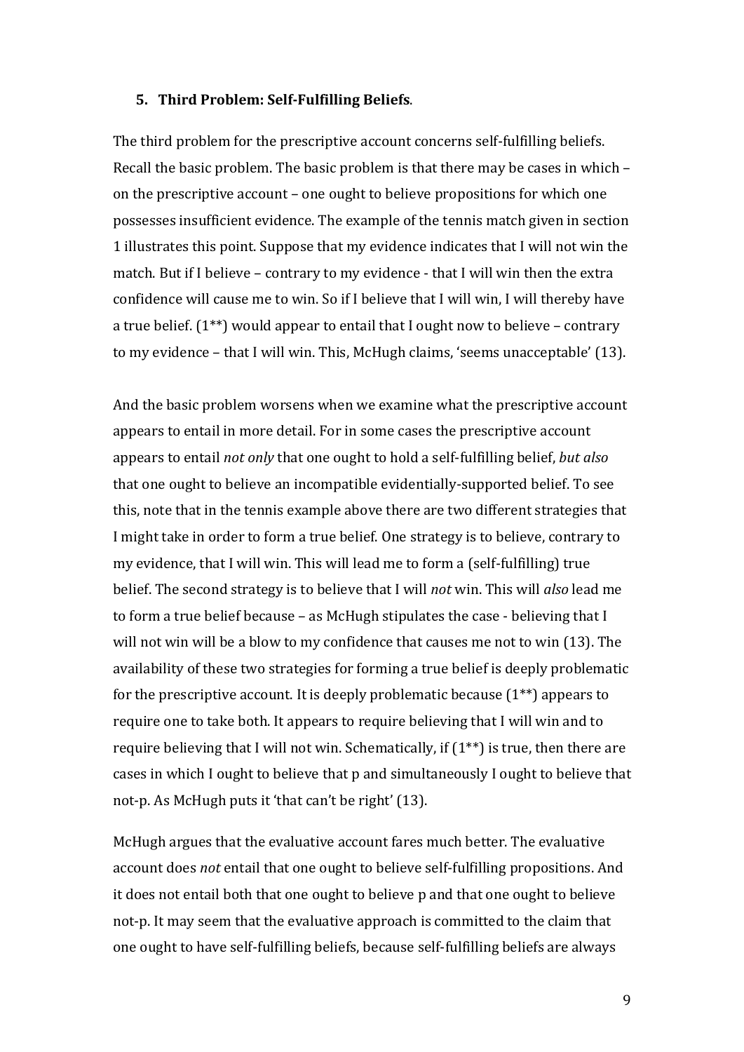### 5. Third Problem: Self-Fulfilling Beliefs.

The third problem for the prescriptive account concerns self-fulfilling beliefs. Recall the basic problem. The basic problem is that there may be cases in which – on the prescriptive account – one ought to believe propositions for which one possesses insufficient evidence. The example of the tennis match given in section 1 illustrates this point. Suppose that my evidence indicates that I will not win the match. But if I believe – contrary to my evidence - that I will win then the extra confidence will cause me to win. So if I believe that I will win, I will thereby have a true belief. (1**) would appear to entail that I ought now to believe – contrary to my evidence – that I will win. This, McHugh claims, 'seems unacceptable' (13).

And the basic problem worsens when we examine what the prescriptive account appears to entail in more detail. For in some cases the prescriptive account appears to entail *not only* that one ought to hold a self-fulfilling belief, *but also* that one ought to believe an incompatible evidentially-supported belief. To see this, note that in the tennis example above there are two different strategies that I might take in order to form a true belief. One strategy is to believe, contrary to my evidence, that I will win. This will lead me to form a (self-fulfilling) true belief. The second strategy is to believe that I will *not* win. This will *also* lead me to form a true belief because – as McHugh stipulates the case - believing that I will not win will be a blow to my confidence that causes me not to win (13). The availability of these two strategies for forming a true belief is deeply problematic for the prescriptive account. It is deeply problematic because (1**) appears to require one to take both. It appears to require believing that I will win and to require believing that I will not win. Schematically, if (1**) is true, then there are cases in which I ought to believe that p and simultaneously I ought to believe that not-p. As McHugh puts it 'that can't be right' (13).

McHugh argues that the evaluative account fares much better. The evaluative account does *not* entail that one ought to believe self-fulfilling propositions. And it does not entail both that one ought to believe p and that one ought to believe not-p. It may seem that the evaluative approach is committed to the claim that one ought to have self-fulfilling beliefs, because self-fulfilling beliefs are always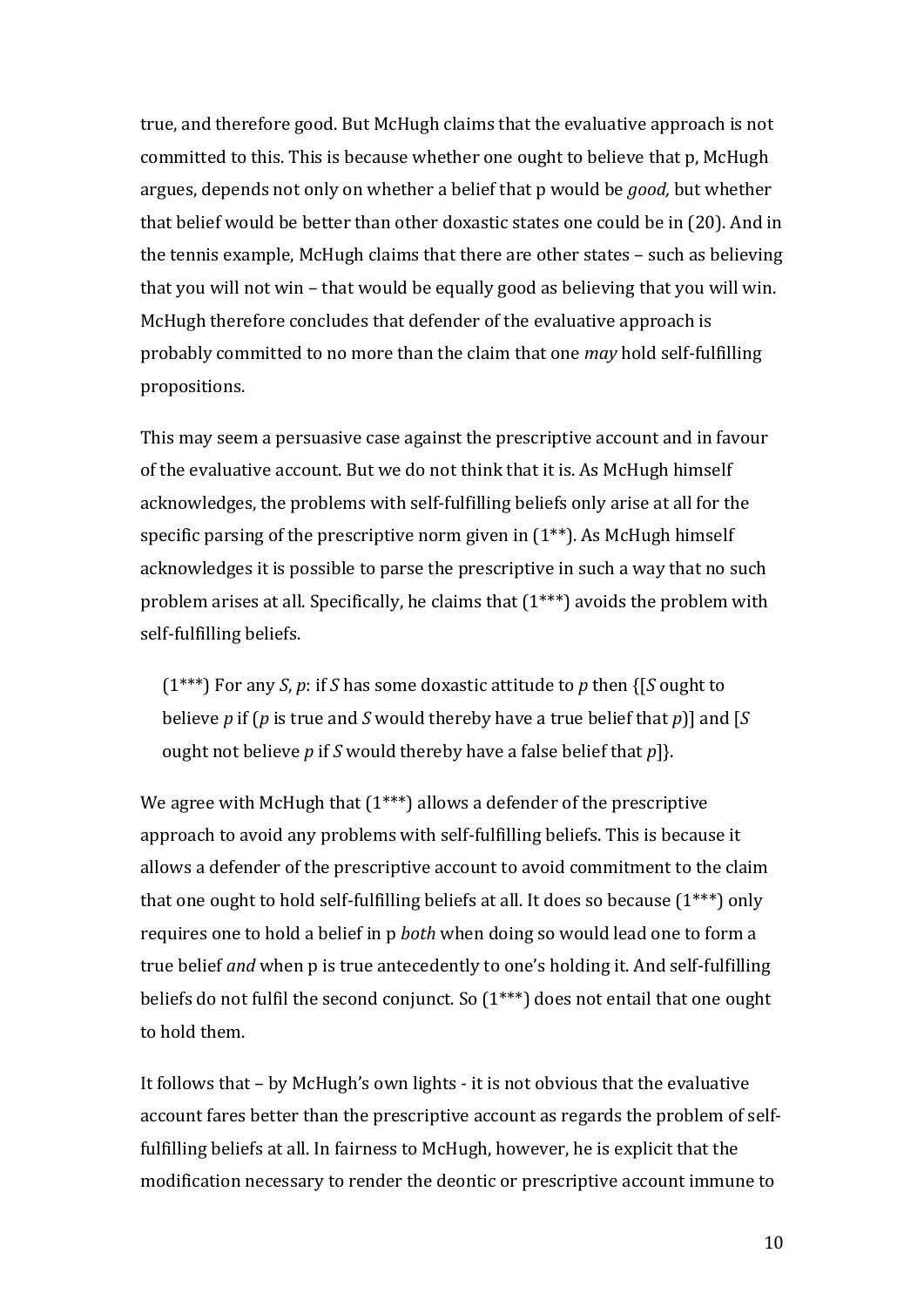true, and therefore good. But McHugh claims that the evaluative approach is not committed to this. This is because whether one ought to believe that p, McHugh argues, depends not only on whether a belief that p would be *good,* but whether that belief would be better than other doxastic states one could be in (20). And in the tennis example, McHugh claims that there are other states – such as believing that you will not win – that would be equally good as believing that you will win. McHugh therefore concludes that defender of the evaluative approach is probably committed to no more than the claim that one *may* hold self-fulfilling propositions.

This may seem a persuasive case against the prescriptive account and in favour of the evaluative account. But we do not think that it is. As McHugh himself acknowledges, the problems with self-fulfilling beliefs only arise at all for the specific parsing of the prescriptive norm given in (1**). As McHugh himself acknowledges it is possible to parse the prescriptive in such a way that no such problem arises at all. Specifically, he claims that (1***) avoids the problem with self-fulfilling beliefs.

> (1***) For any *S*, *p*: if *S* has some doxastic attitude to *p* then {[*S* ought to believe *p* if (*p* is true and *S* would thereby have a true belief that *p*)] and [*S* ought not believe *p* if *S* would thereby have a false belief that *p*]}.

We agree with McHugh that (1***) allows a defender of the prescriptive approach to avoid any problems with self-fulfilling beliefs. This is because it allows a defender of the prescriptive account to avoid commitment to the claim that one ought to hold self-fulfilling beliefs at all. It does so because (1***) only requires one to hold a belief in p *both* when doing so would lead one to form a true belief *and* when p is true antecedently to one's holding it. And self-fulfilling beliefs do not fulfil the second conjunct. So (1***) does not entail that one ought to hold them.

It follows that – by McHugh's own lights - it is not obvious that the evaluative account fares better than the prescriptive account as regards the problem of self-fulfilling beliefs at all. In fairness to McHugh, however, he is explicit that the modification necessary to render the deontic or prescriptive account immune to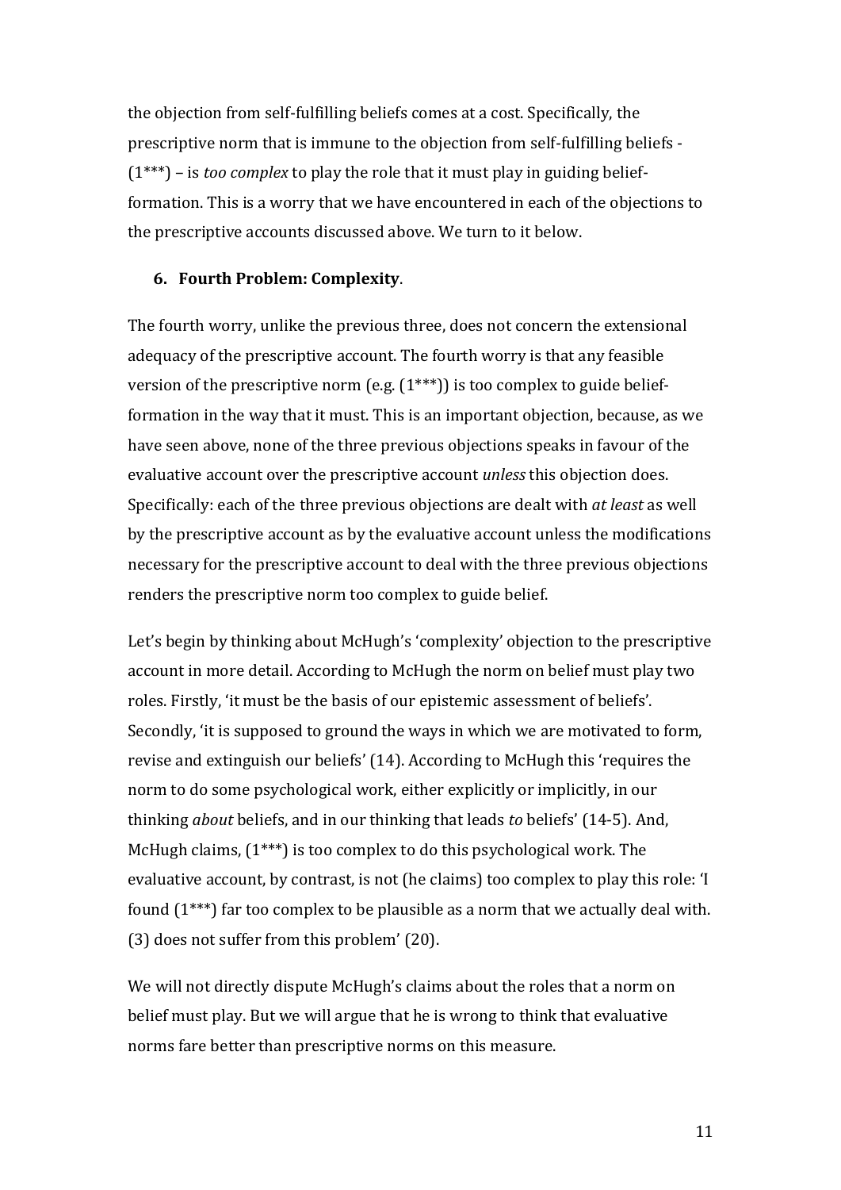the objection from self-fulfilling beliefs comes at a cost. Specifically, the prescriptive norm that is immune to the objection from self-fulfilling beliefs - (1***) – is *too complex* to play the role that it must play in guiding belief-formation. This is a worry that we have encountered in each of the objections to the prescriptive accounts discussed above. We turn to it below.

## 6. Fourth Problem: Complexity.

The fourth worry, unlike the previous three, does not concern the extensional adequacy of the prescriptive account. The fourth worry is that any feasible version of the prescriptive norm (e.g. (1***)) is too complex to guide belief-formation in the way that it must. This is an important objection, because, as we have seen above, none of the three previous objections speaks in favour of the evaluative account over the prescriptive account *unless* this objection does. Specifically: each of the three previous objections are dealt with *at least* as well by the prescriptive account as by the evaluative account unless the modifications necessary for the prescriptive account to deal with the three previous objections renders the prescriptive norm too complex to guide belief.

Let's begin by thinking about McHugh's 'complexity' objection to the prescriptive account in more detail. According to McHugh the norm on belief must play two roles. Firstly, 'it must be the basis of our epistemic assessment of beliefs'. Secondly, 'it is supposed to ground the ways in which we are motivated to form, revise and extinguish our beliefs' (14). According to McHugh this 'requires the norm to do some psychological work, either explicitly or implicitly, in our thinking *about* beliefs, and in our thinking that leads *to* beliefs' (14-5). And, McHugh claims, (1***) is too complex to do this psychological work. The evaluative account, by contrast, is not (he claims) too complex to play this role: 'I found (1***) far too complex to be plausible as a norm that we actually deal with. (3) does not suffer from this problem' (20).

We will not directly dispute McHugh's claims about the roles that a norm on belief must play. But we will argue that he is wrong to think that evaluative norms fare better than prescriptive norms on this measure.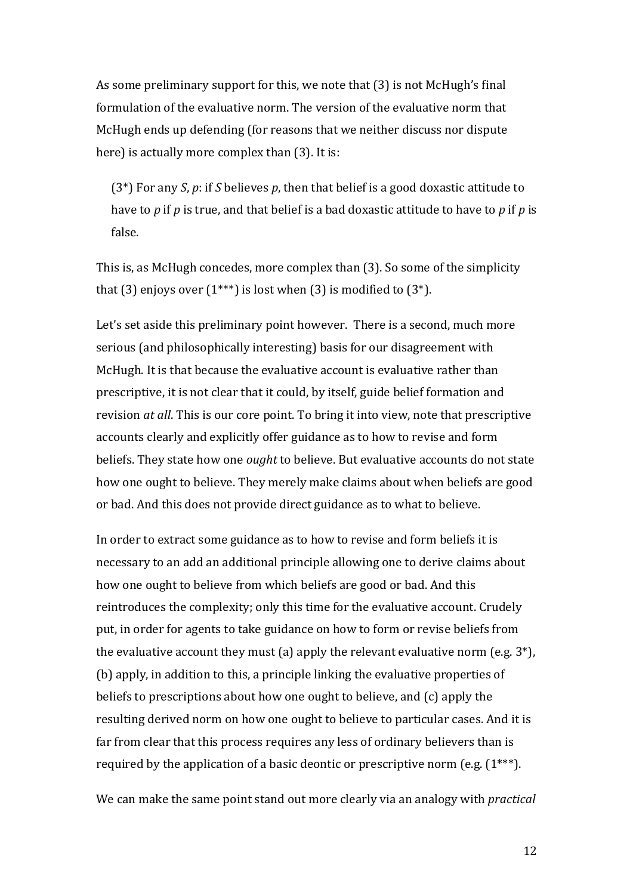As some preliminary support for this, we note that (3) is not McHugh's final formulation of the evaluative norm. The version of the evaluative norm that McHugh ends up defending (for reasons that we neither discuss nor dispute here) is actually more complex than (3). It is:

> (3*) For any *S*, *p*: if *S* believes *p*, then that belief is a good doxastic attitude to have to *p* if *p* is true, and that belief is a bad doxastic attitude to have to *p* if *p* is false.

This is, as McHugh concedes, more complex than (3). So some of the simplicity that (3) enjoys over (1***) is lost when (3) is modified to (3*).

Let's set aside this preliminary point however. There is a second, much more serious (and philosophically interesting) basis for our disagreement with McHugh. It is that because the evaluative account is evaluative rather than prescriptive, it is not clear that it could, by itself, guide belief formation and revision *at all*. This is our core point. To bring it into view, note that prescriptive accounts clearly and explicitly offer guidance as to how to revise and form beliefs. They state how one *ought* to believe. But evaluative accounts do not state how one ought to believe. They merely make claims about when beliefs are good or bad. And this does not provide direct guidance as to what to believe.

In order to extract some guidance as to how to revise and form beliefs it is necessary to an add an additional principle allowing one to derive claims about how one ought to believe from which beliefs are good or bad. And this reintroduces the complexity; only this time for the evaluative account. Crudely put, in order for agents to take guidance on how to form or revise beliefs from the evaluative account they must (a) apply the relevant evaluative norm (e.g. 3*), (b) apply, in addition to this, a principle linking the evaluative properties of beliefs to prescriptions about how one ought to believe, and (c) apply the resulting derived norm on how one ought to believe to particular cases. And it is far from clear that this process requires any less of ordinary believers than is required by the application of a basic deontic or prescriptive norm (e.g. (1***).

We can make the same point stand out more clearly via an analogy with *practical*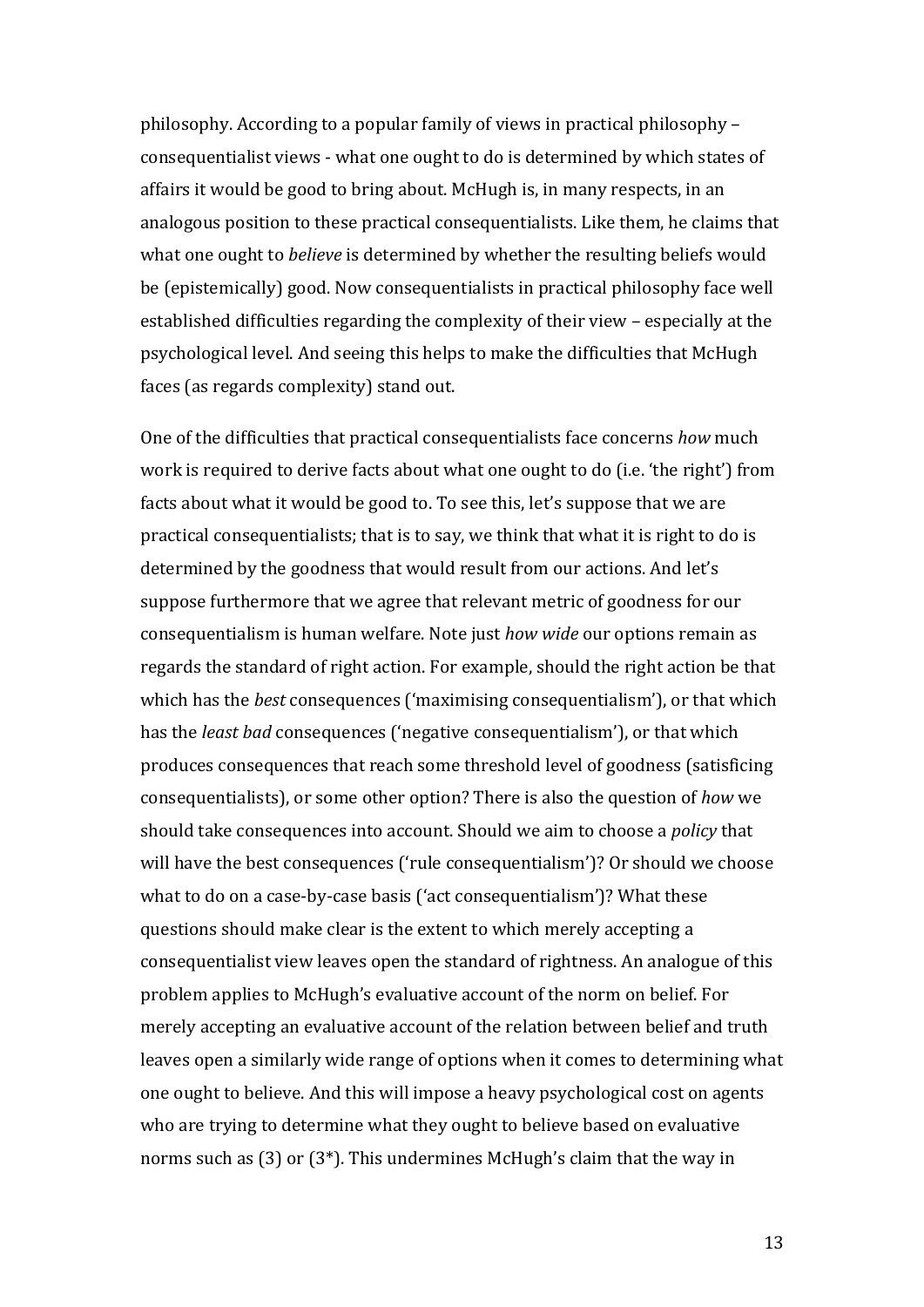philosophy. According to a popular family of views in practical philosophy – consequentialist views - what one ought to do is determined by which states of affairs it would be good to bring about. McHugh is, in many respects, in an analogous position to these practical consequentialists. Like them, he claims that what one ought to *believe* is determined by whether the resulting beliefs would be (epistemically) good. Now consequentialists in practical philosophy face well established difficulties regarding the complexity of their view – especially at the psychological level. And seeing this helps to make the difficulties that McHugh faces (as regards complexity) stand out.

One of the difficulties that practical consequentialists face concerns *how* much work is required to derive facts about what one ought to do (i.e. 'the right') from facts about what it would be good to. To see this, let's suppose that we are practical consequentialists; that is to say, we think that what it is right to do is determined by the goodness that would result from our actions. And let's suppose furthermore that we agree that relevant metric of goodness for our consequentialism is human welfare. Note just *how wide* our options remain as regards the standard of right action. For example, should the right action be that which has the *best* consequences ('maximising consequentialism'), or that which has the *least bad* consequences ('negative consequentialism'), or that which produces consequences that reach some threshold level of goodness (satisficing consequentialists), or some other option? There is also the question of *how* we should take consequences into account. Should we aim to choose a *policy* that will have the best consequences ('rule consequentialism')? Or should we choose what to do on a case-by-case basis ('act consequentialism')? What these questions should make clear is the extent to which merely accepting a consequentialist view leaves open the standard of rightness. An analogue of this problem applies to McHugh's evaluative account of the norm on belief. For merely accepting an evaluative account of the relation between belief and truth leaves open a similarly wide range of options when it comes to determining what one ought to believe. And this will impose a heavy psychological cost on agents who are trying to determine what they ought to believe based on evaluative norms such as (3) or (3*). This undermines McHugh's claim that the way in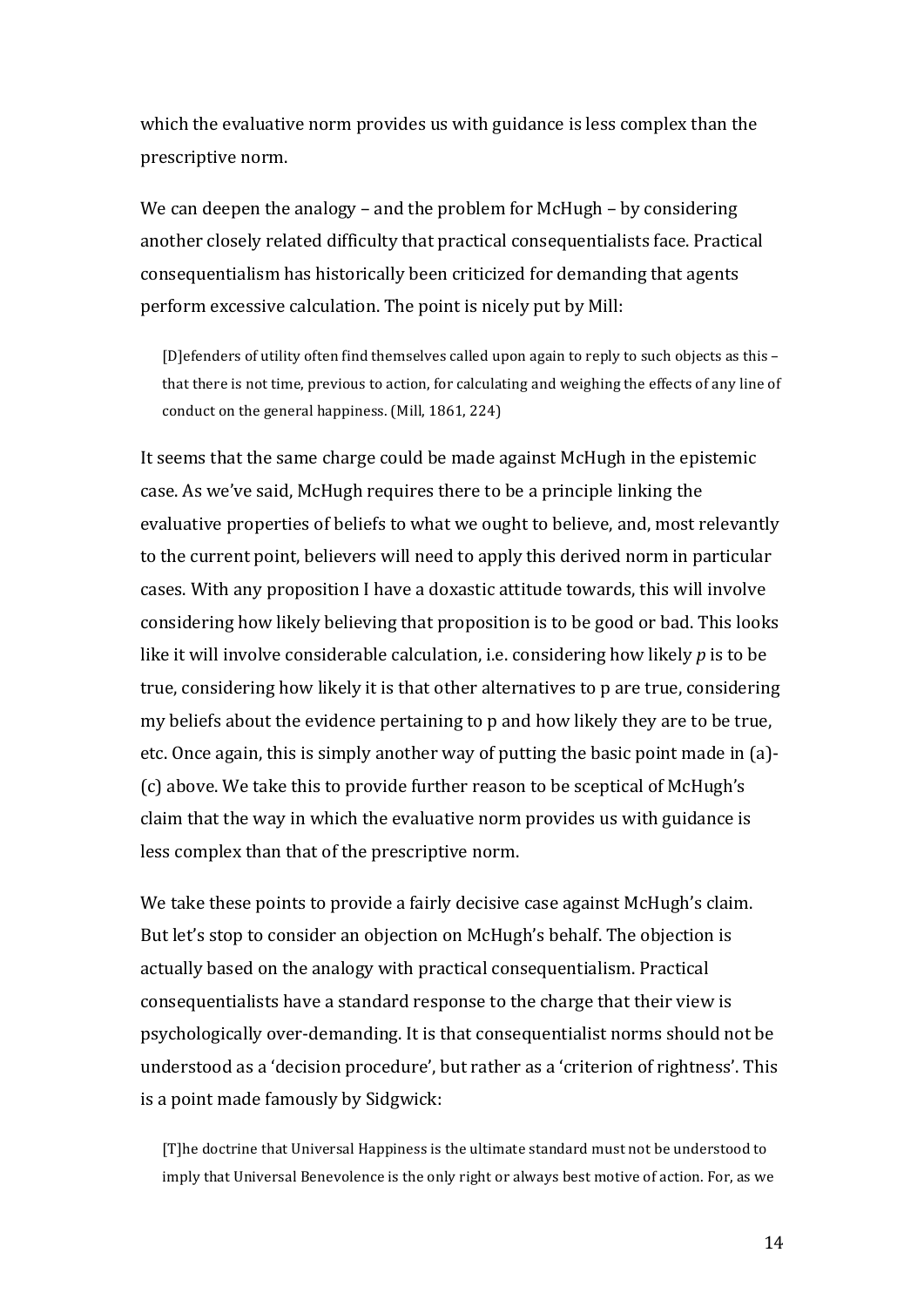which the evaluative norm provides us with guidance is less complex than the prescriptive norm.

We can deepen the analogy – and the problem for McHugh – by considering another closely related difficulty that practical consequentialists face. Practical consequentialism has historically been criticized for demanding that agents perform excessive calculation. The point is nicely put by Mill:

> [D]efenders of utility often find themselves called upon again to reply to such objects as this – that there is not time, previous to action, for calculating and weighing the effects of any line of conduct on the general happiness. (Mill, 1861, 224)

It seems that the same charge could be made against McHugh in the epistemic case. As we've said, McHugh requires there to be a principle linking the evaluative properties of beliefs to what we ought to believe, and, most relevantly to the current point, believers will need to apply this derived norm in particular cases. With any proposition I have a doxastic attitude towards, this will involve considering how likely believing that proposition is to be good or bad. This looks like it will involve considerable calculation, i.e. considering how likely *p* is to be true, considering how likely it is that other alternatives to p are true, considering my beliefs about the evidence pertaining to p and how likely they are to be true, etc. Once again, this is simply another way of putting the basic point made in (a)-(c) above. We take this to provide further reason to be sceptical of McHugh's claim that the way in which the evaluative norm provides us with guidance is less complex than that of the prescriptive norm.

We take these points to provide a fairly decisive case against McHugh's claim. But let's stop to consider an objection on McHugh's behalf. The objection is actually based on the analogy with practical consequentialism. Practical consequentialists have a standard response to the charge that their view is psychologically over-demanding. It is that consequentialist norms should not be understood as a 'decision procedure', but rather as a 'criterion of rightness'. This is a point made famously by Sidgwick:

> [T]he doctrine that Universal Happiness is the ultimate standard must not be understood to imply that Universal Benevolence is the only right or always best motive of action. For, as we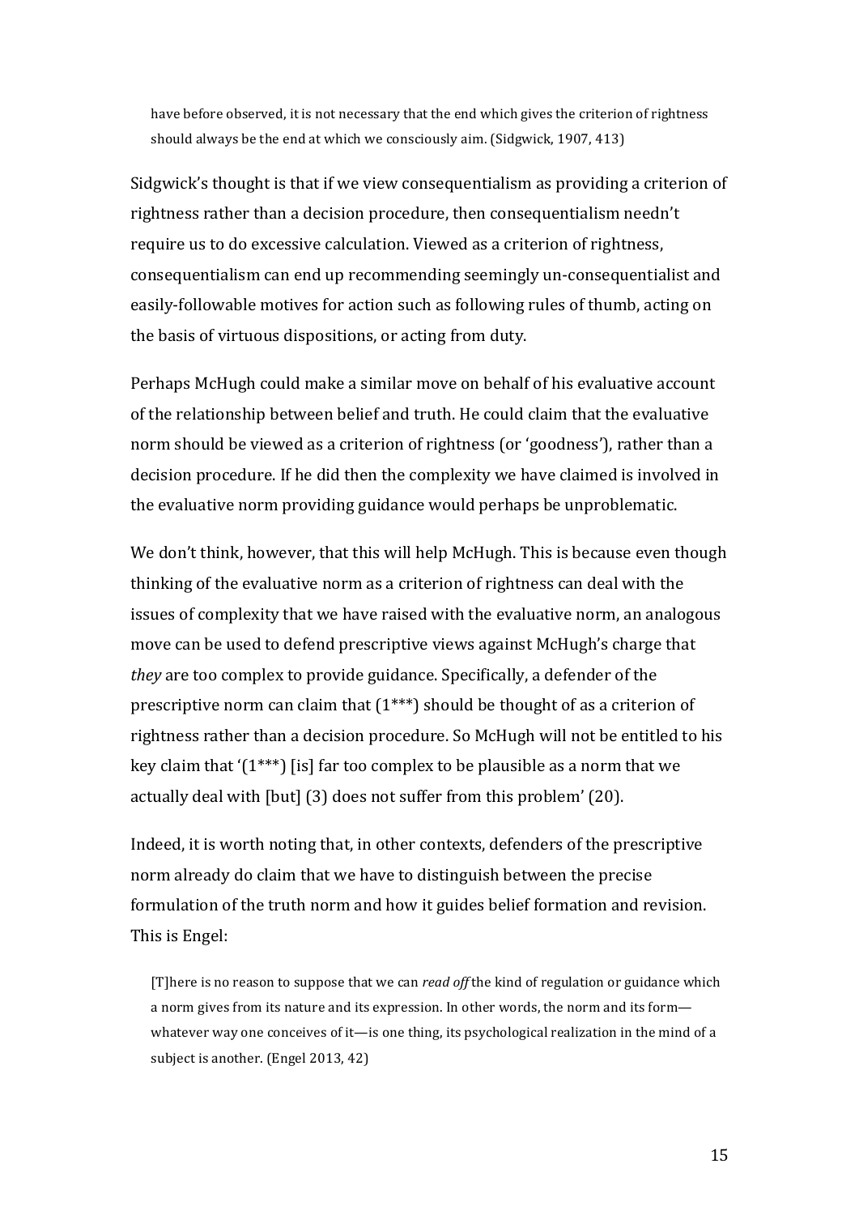> have before observed, it is not necessary that the end which gives the criterion of rightness should always be the end at which we consciously aim. (Sidgwick, 1907, 413)

Sidgwick's thought is that if we view consequentialism as providing a criterion of rightness rather than a decision procedure, then consequentialism needn't require us to do excessive calculation. Viewed as a criterion of rightness, consequentialism can end up recommending seemingly un-consequentialist and easily-followable motives for action such as following rules of thumb, acting on the basis of virtuous dispositions, or acting from duty.

Perhaps McHugh could make a similar move on behalf of his evaluative account of the relationship between belief and truth. He could claim that the evaluative norm should be viewed as a criterion of rightness (or 'goodness'), rather than a decision procedure. If he did then the complexity we have claimed is involved in the evaluative norm providing guidance would perhaps be unproblematic.

We don't think, however, that this will help McHugh. This is because even though thinking of the evaluative norm as a criterion of rightness can deal with the issues of complexity that we have raised with the evaluative norm, an analogous move can be used to defend prescriptive views against McHugh's charge that *they* are too complex to provide guidance. Specifically, a defender of the prescriptive norm can claim that (1***) should be thought of as a criterion of rightness rather than a decision procedure. So McHugh will not be entitled to his key claim that '(1***) [is] far too complex to be plausible as a norm that we actually deal with [but] (3) does not suffer from this problem' (20).

Indeed, it is worth noting that, in other contexts, defenders of the prescriptive norm already do claim that we have to distinguish between the precise formulation of the truth norm and how it guides belief formation and revision. This is Engel:

> [T]here is no reason to suppose that we can *read off* the kind of regulation or guidance which a norm gives from its nature and its expression. In other words, the norm and its form—whatever way one conceives of it—is one thing, its psychological realization in the mind of a subject is another. (Engel 2013, 42)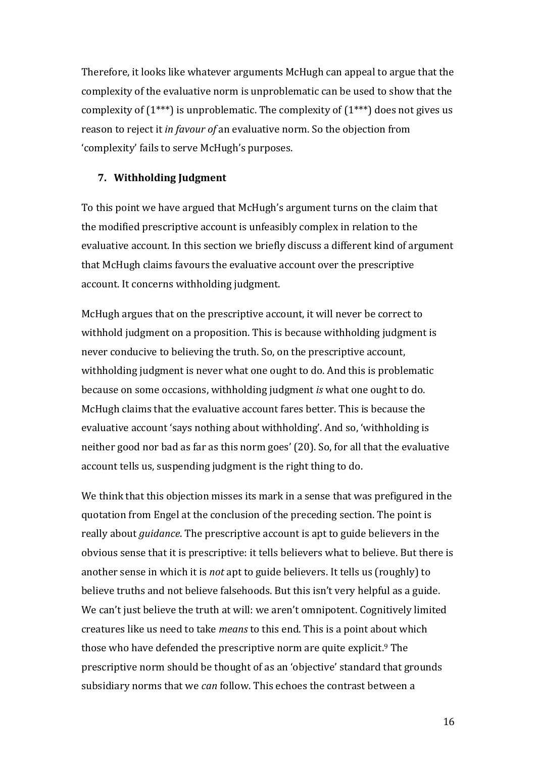Therefore, it looks like whatever arguments McHugh can appeal to argue that the complexity of the evaluative norm is unproblematic can be used to show that the complexity of (1***) is unproblematic. The complexity of (1***) does not gives us reason to reject it *in favour of* an evaluative norm. So the objection from 'complexity' fails to serve McHugh's purposes.

## 7. Withholding Judgment

To this point we have argued that McHugh's argument turns on the claim that the modified prescriptive account is unfeasibly complex in relation to the evaluative account. In this section we briefly discuss a different kind of argument that McHugh claims favours the evaluative account over the prescriptive account. It concerns withholding judgment.

McHugh argues that on the prescriptive account, it will never be correct to withhold judgment on a proposition. This is because withholding judgment is never conducive to believing the truth. So, on the prescriptive account, withholding judgment is never what one ought to do. And this is problematic because on some occasions, withholding judgment *is* what one ought to do. McHugh claims that the evaluative account fares better. This is because the evaluative account 'says nothing about withholding'. And so, 'withholding is neither good nor bad as far as this norm goes' (20). So, for all that the evaluative account tells us, suspending judgment is the right thing to do.

We think that this objection misses its mark in a sense that was prefigured in the quotation from Engel at the conclusion of the preceding section. The point is really about *guidance*. The prescriptive account is apt to guide believers in the obvious sense that it is prescriptive: it tells believers what to believe. But there is another sense in which it is *not* apt to guide believers. It tells us (roughly) to believe truths and not believe falsehoods. But this isn't very helpful as a guide. We can't just believe the truth at will: we aren't omnipotent. Cognitively limited creatures like us need to take *means* to this end. This is a point about which those who have defended the prescriptive norm are quite explicit.[9] The prescriptive norm should be thought of as an 'objective' standard that grounds subsidiary norms that we *can* follow. This echoes the contrast between a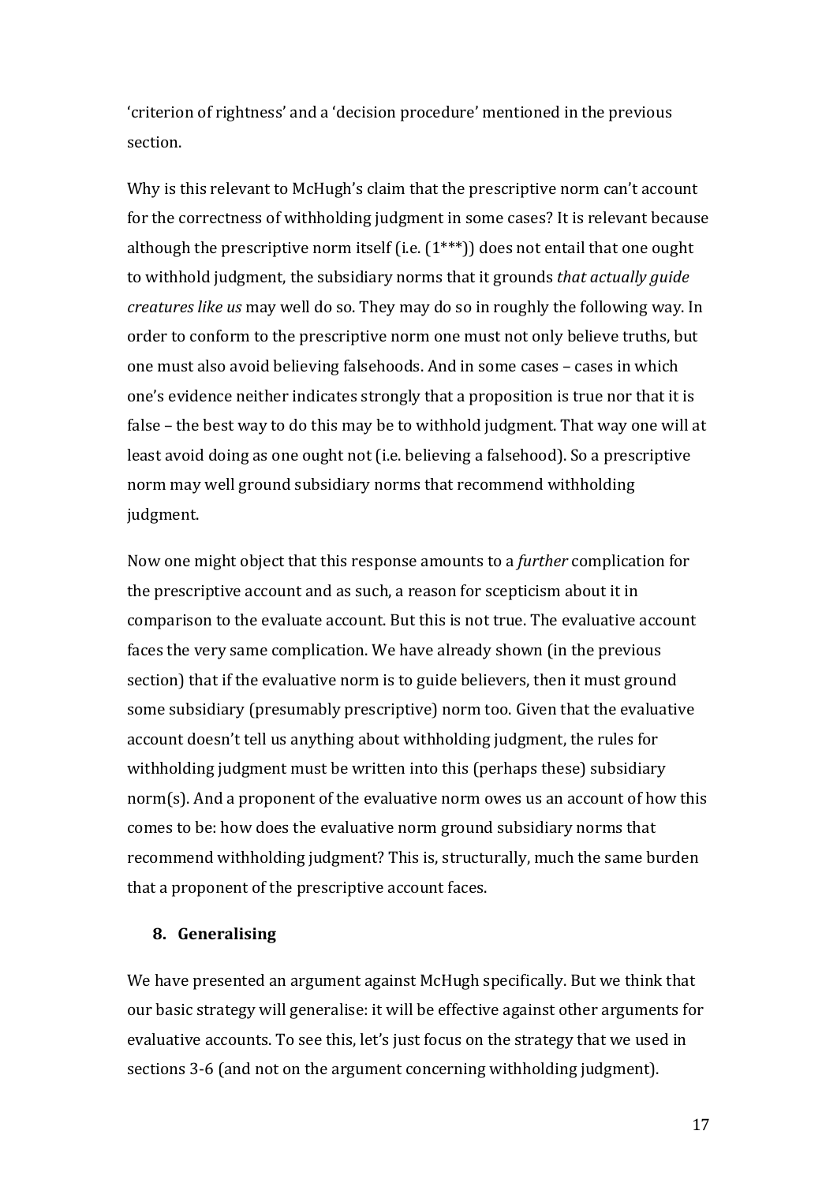'criterion of rightness' and a 'decision procedure' mentioned in the previous section.

Why is this relevant to McHugh's claim that the prescriptive norm can't account for the correctness of withholding judgment in some cases? It is relevant because although the prescriptive norm itself (i.e. (1***)) does not entail that one ought to withhold judgment, the subsidiary norms that it grounds *that actually guide creatures like us* may well do so. They may do so in roughly the following way. In order to conform to the prescriptive norm one must not only believe truths, but one must also avoid believing falsehoods. And in some cases – cases in which one's evidence neither indicates strongly that a proposition is true nor that it is false – the best way to do this may be to withhold judgment. That way one will at least avoid doing as one ought not (i.e. believing a falsehood). So a prescriptive norm may well ground subsidiary norms that recommend withholding judgment.

Now one might object that this response amounts to a *further* complication for the prescriptive account and as such, a reason for scepticism about it in comparison to the evaluate account. But this is not true. The evaluative account faces the very same complication. We have already shown (in the previous section) that if the evaluative norm is to guide believers, then it must ground some subsidiary (presumably prescriptive) norm too. Given that the evaluative account doesn't tell us anything about withholding judgment, the rules for withholding judgment must be written into this (perhaps these) subsidiary norm(s). And a proponent of the evaluative norm owes us an account of how this comes to be: how does the evaluative norm ground subsidiary norms that recommend withholding judgment? This is, structurally, much the same burden that a proponent of the prescriptive account faces.

## 8. Generalising

We have presented an argument against McHugh specifically. But we think that our basic strategy will generalise: it will be effective against other arguments for evaluative accounts. To see this, let's just focus on the strategy that we used in sections 3-6 (and not on the argument concerning withholding judgment).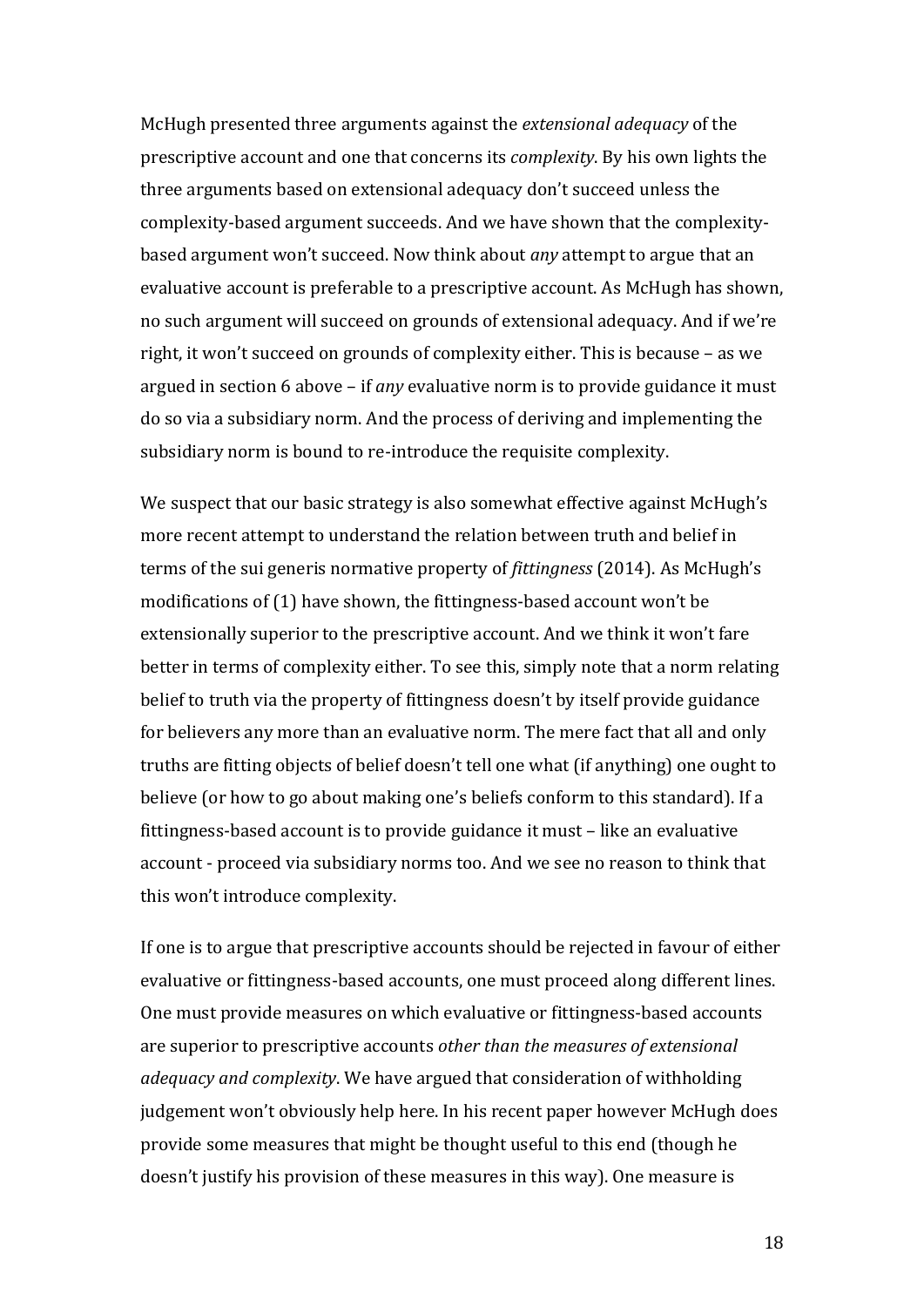McHugh presented three arguments against the *extensional adequacy* of the prescriptive account and one that concerns its *complexity*. By his own lights the three arguments based on extensional adequacy don't succeed unless the complexity-based argument succeeds. And we have shown that the complexity-based argument won't succeed. Now think about *any* attempt to argue that an evaluative account is preferable to a prescriptive account. As McHugh has shown, no such argument will succeed on grounds of extensional adequacy. And if we're right, it won't succeed on grounds of complexity either. This is because – as we argued in section 6 above – if *any* evaluative norm is to provide guidance it must do so via a subsidiary norm. And the process of deriving and implementing the subsidiary norm is bound to re-introduce the requisite complexity.

We suspect that our basic strategy is also somewhat effective against McHugh's more recent attempt to understand the relation between truth and belief in terms of the sui generis normative property of *fittingness* (2014). As McHugh's modifications of (1) have shown, the fittingness-based account won't be extensionally superior to the prescriptive account. And we think it won't fare better in terms of complexity either. To see this, simply note that a norm relating belief to truth via the property of fittingness doesn't by itself provide guidance for believers any more than an evaluative norm. The mere fact that all and only truths are fitting objects of belief doesn't tell one what (if anything) one ought to believe (or how to go about making one's beliefs conform to this standard). If a fittingness-based account is to provide guidance it must – like an evaluative account - proceed via subsidiary norms too. And we see no reason to think that this won't introduce complexity.

If one is to argue that prescriptive accounts should be rejected in favour of either evaluative or fittingness-based accounts, one must proceed along different lines. One must provide measures on which evaluative or fittingness-based accounts are superior to prescriptive accounts *other than the measures of extensional adequacy and complexity*. We have argued that consideration of withholding judgement won't obviously help here. In his recent paper however McHugh does provide some measures that might be thought useful to this end (though he doesn't justify his provision of these measures in this way). One measure is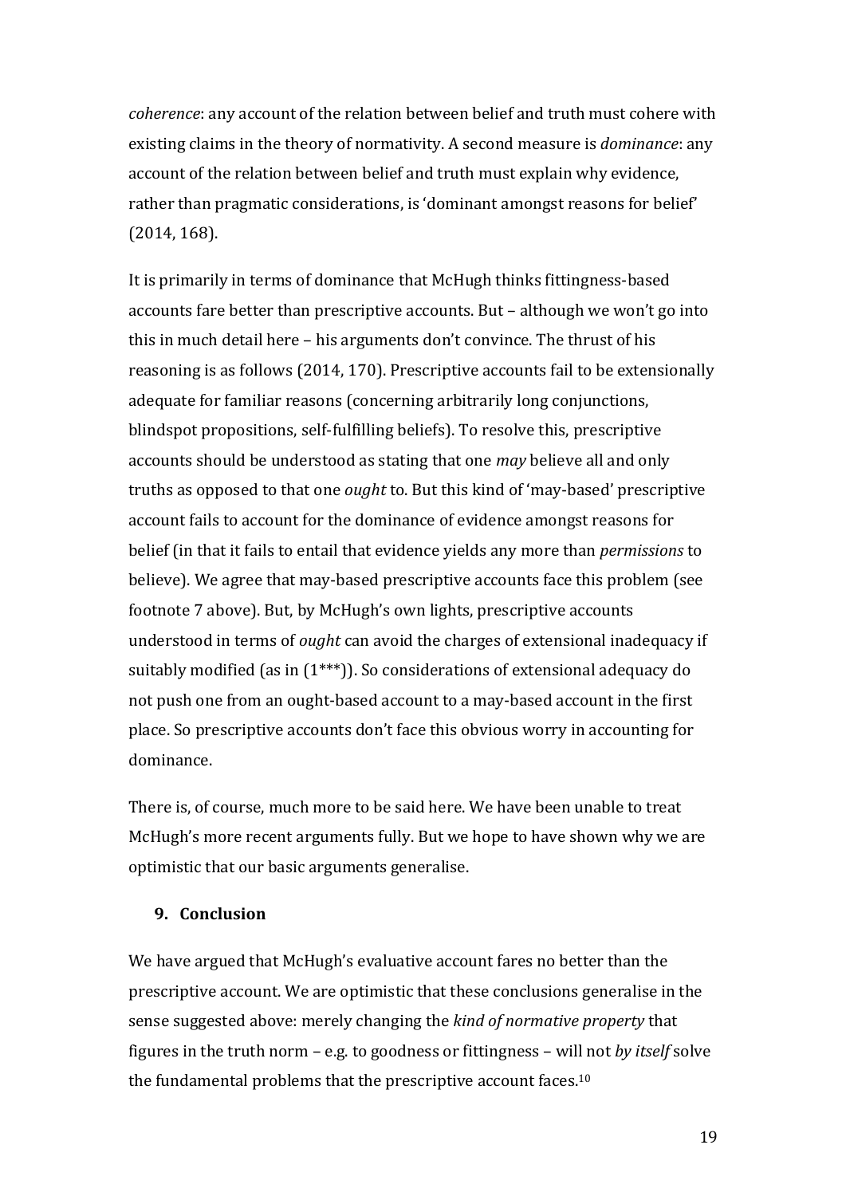*coherence*: any account of the relation between belief and truth must cohere with existing claims in the theory of normativity. A second measure is *dominance*: any account of the relation between belief and truth must explain why evidence, rather than pragmatic considerations, is 'dominant amongst reasons for belief' (2014, 168).

It is primarily in terms of dominance that McHugh thinks fittingness-based accounts fare better than prescriptive accounts. But – although we won't go into this in much detail here – his arguments don't convince. The thrust of his reasoning is as follows (2014, 170). Prescriptive accounts fail to be extensionally adequate for familiar reasons (concerning arbitrarily long conjunctions, blindspot propositions, self-fulfilling beliefs). To resolve this, prescriptive accounts should be understood as stating that one *may* believe all and only truths as opposed to that one *ought* to. But this kind of 'may-based' prescriptive account fails to account for the dominance of evidence amongst reasons for belief (in that it fails to entail that evidence yields any more than *permissions* to believe). We agree that may-based prescriptive accounts face this problem (see footnote 7 above). But, by McHugh's own lights, prescriptive accounts understood in terms of *ought* can avoid the charges of extensional inadequacy if suitably modified (as in (1***)). So considerations of extensional adequacy do not push one from an ought-based account to a may-based account in the first place. So prescriptive accounts don't face this obvious worry in accounting for dominance.

There is, of course, much more to be said here. We have been unable to treat McHugh's more recent arguments fully. But we hope to have shown why we are optimistic that our basic arguments generalise.

## 9. Conclusion

We have argued that McHugh's evaluative account fares no better than the prescriptive account. We are optimistic that these conclusions generalise in the sense suggested above: merely changing the *kind of normative property* that figures in the truth norm – e.g. to goodness or fittingness – will not *by itself* solve the fundamental problems that the prescriptive account faces.[10]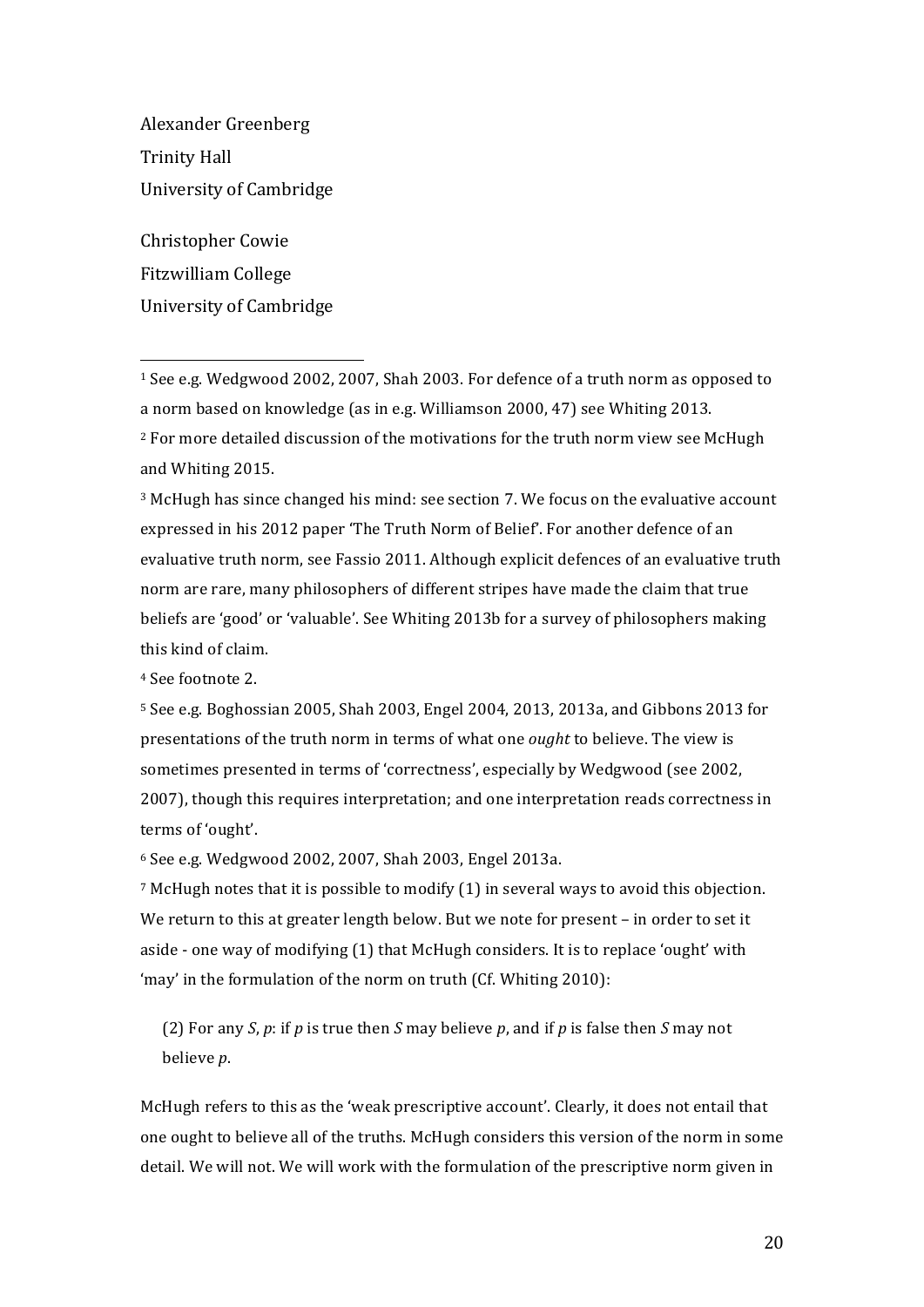Alexander Greenberg
Trinity Hall
University of Cambridge

Christopher Cowie
Fitzwilliam College
University of Cambridge

---

[1] See e.g. Wedgwood 2002, 2007, Shah 2003. For defence of a truth norm as opposed to a norm based on knowledge (as in e.g. Williamson 2000, 47) see Whiting 2013.

[2] For more detailed discussion of the motivations for the truth norm view see McHugh and Whiting 2015.

[3] McHugh has since changed his mind: see section 7. We focus on the evaluative account expressed in his 2012 paper 'The Truth Norm of Belief'. For another defence of an evaluative truth norm, see Fassio 2011. Although explicit defences of an evaluative truth norm are rare, many philosophers of different stripes have made the claim that true beliefs are 'good' or 'valuable'. See Whiting 2013b for a survey of philosophers making this kind of claim.

[4] See footnote 2.

[5] See e.g. Boghossian 2005, Shah 2003, Engel 2004, 2013, 2013a, and Gibbons 2013 for presentations of the truth norm in terms of what one *ought* to believe. The view is sometimes presented in terms of 'correctness', especially by Wedgwood (see 2002, 2007), though this requires interpretation; and one interpretation reads correctness in terms of 'ought'.

[6] See e.g. Wedgwood 2002, 2007, Shah 2003, Engel 2013a.

[7] McHugh notes that it is possible to modify (1) in several ways to avoid this objection. We return to this at greater length below. But we note for present – in order to set it aside - one way of modifying (1) that McHugh considers. It is to replace 'ought' with 'may' in the formulation of the norm on truth (Cf. Whiting 2010):

> (2) For any *S*, *p*: if *p* is true then *S* may believe *p*, and if *p* is false then *S* may not believe *p*.

McHugh refers to this as the 'weak prescriptive account'. Clearly, it does not entail that one ought to believe all of the truths. McHugh considers this version of the norm in some detail. We will not. We will work with the formulation of the prescriptive norm given in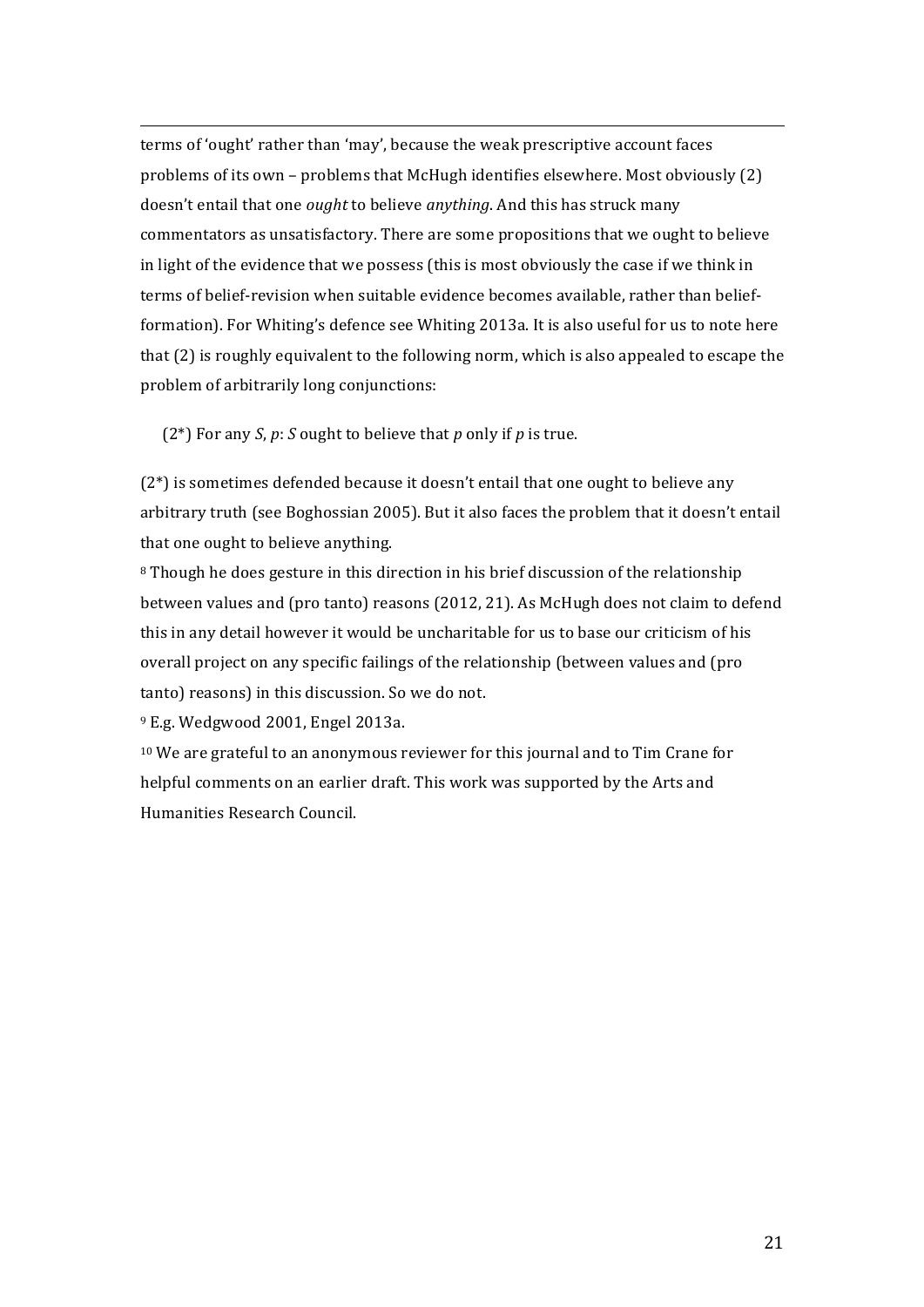terms of 'ought' rather than 'may', because the weak prescriptive account faces problems of its own – problems that McHugh identifies elsewhere. Most obviously (2) doesn't entail that one *ought* to believe *anything*. And this has struck many commentators as unsatisfactory. There are some propositions that we ought to believe in light of the evidence that we possess (this is most obviously the case if we think in terms of belief-revision when suitable evidence becomes available, rather than belief-formation). For Whiting's defence see Whiting 2013a. It is also useful for us to note here that (2) is roughly equivalent to the following norm, which is also appealed to escape the problem of arbitrarily long conjunctions:

(2*) For any *S*, *p*: *S* ought to believe that *p* only if *p* is true.

(2*) is sometimes defended because it doesn't entail that one ought to believe any arbitrary truth (see Boghossian 2005). But it also faces the problem that it doesn't entail that one ought to believe anything.

[8] Though he does gesture in this direction in his brief discussion of the relationship between values and (pro tanto) reasons (2012, 21). As McHugh does not claim to defend this in any detail however it would be uncharitable for us to base our criticism of his overall project on any specific failings of the relationship (between values and (pro tanto) reasons) in this discussion. So we do not.

[9] E.g. Wedgwood 2001, Engel 2013a.

[10] We are grateful to an anonymous reviewer for this journal and to Tim Crane for helpful comments on an earlier draft. This work was supported by the Arts and Humanities Research Council.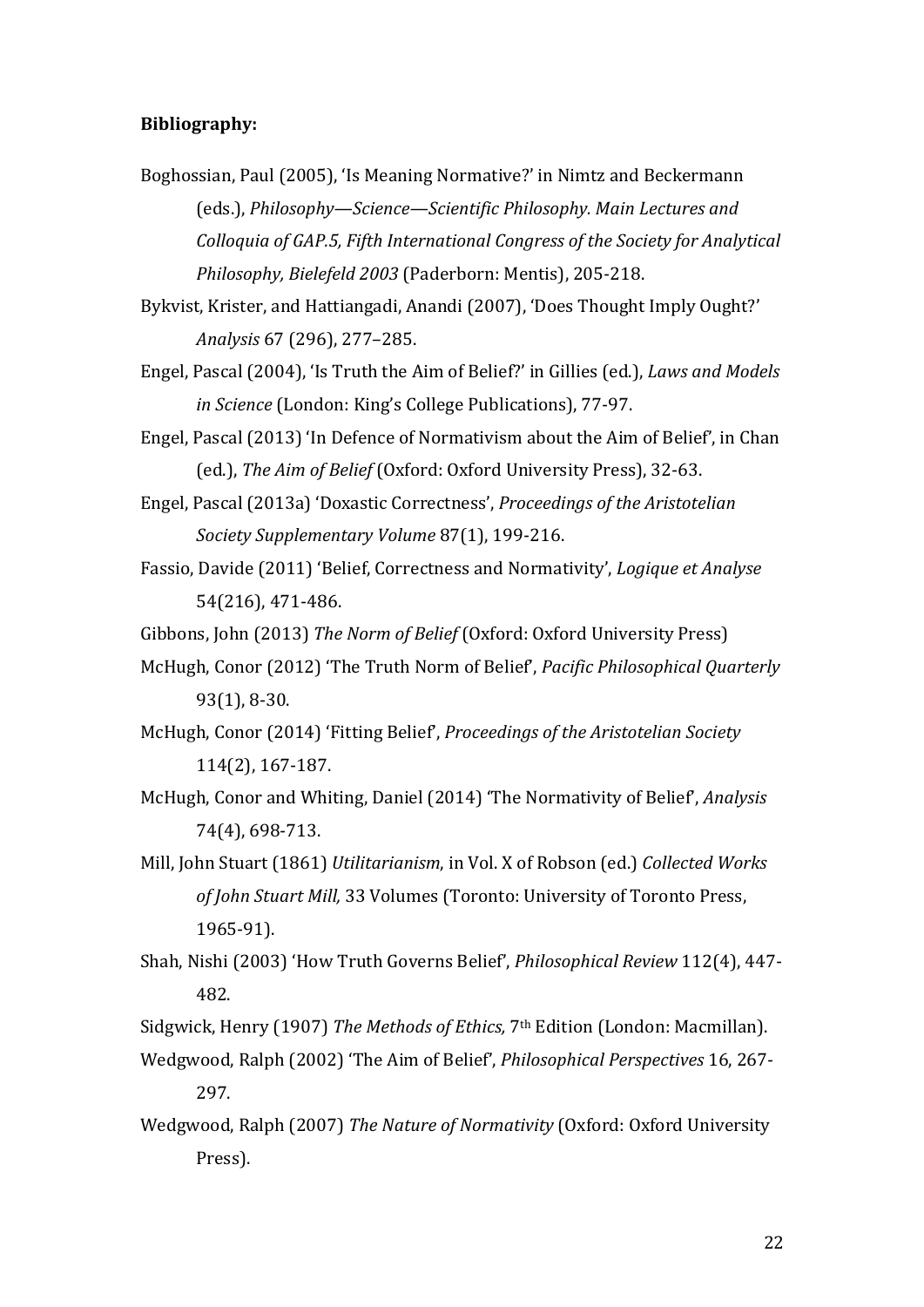**Bibliography:**

Boghossian, Paul (2005), 'Is Meaning Normative?' in Nimtz and Beckermann (eds.), *Philosophy—Science—Scientific Philosophy. Main Lectures and Colloquia of GAP.5, Fifth International Congress of the Society for Analytical Philosophy, Bielefeld 2003* (Paderborn: Mentis), 205-218.

Bykvist, Krister, and Hattiangadi, Anandi (2007), 'Does Thought Imply Ought?' *Analysis* 67 (296), 277–285.

Engel, Pascal (2004), 'Is Truth the Aim of Belief?' in Gillies (ed.), *Laws and Models in Science* (London: King's College Publications), 77-97.

Engel, Pascal (2013) 'In Defence of Normativism about the Aim of Belief', in Chan (ed.), *The Aim of Belief* (Oxford: Oxford University Press), 32-63.

Engel, Pascal (2013a) 'Doxastic Correctness', *Proceedings of the Aristotelian Society Supplementary Volume* 87(1), 199-216.

Fassio, Davide (2011) 'Belief, Correctness and Normativity', *Logique et Analyse* 54(216), 471-486.

Gibbons, John (2013) *The Norm of Belief* (Oxford: Oxford University Press)

McHugh, Conor (2012) 'The Truth Norm of Belief', *Pacific Philosophical Quarterly* 93(1), 8-30.

McHugh, Conor (2014) 'Fitting Belief', *Proceedings of the Aristotelian Society* 114(2), 167-187.

McHugh, Conor and Whiting, Daniel (2014) 'The Normativity of Belief', *Analysis* 74(4), 698-713.

Mill, John Stuart (1861) *Utilitarianism*, in Vol. X of Robson (ed.) *Collected Works of John Stuart Mill,* 33 Volumes (Toronto: University of Toronto Press, 1965-91).

Shah, Nishi (2003) 'How Truth Governs Belief', *Philosophical Review* 112(4), 447-482.

Sidgwick, Henry (1907) *The Methods of Ethics,* 7th Edition (London: Macmillan).

Wedgwood, Ralph (2002) 'The Aim of Belief', *Philosophical Perspectives* 16, 267-297.

Wedgwood, Ralph (2007) *The Nature of Normativity* (Oxford: Oxford University Press).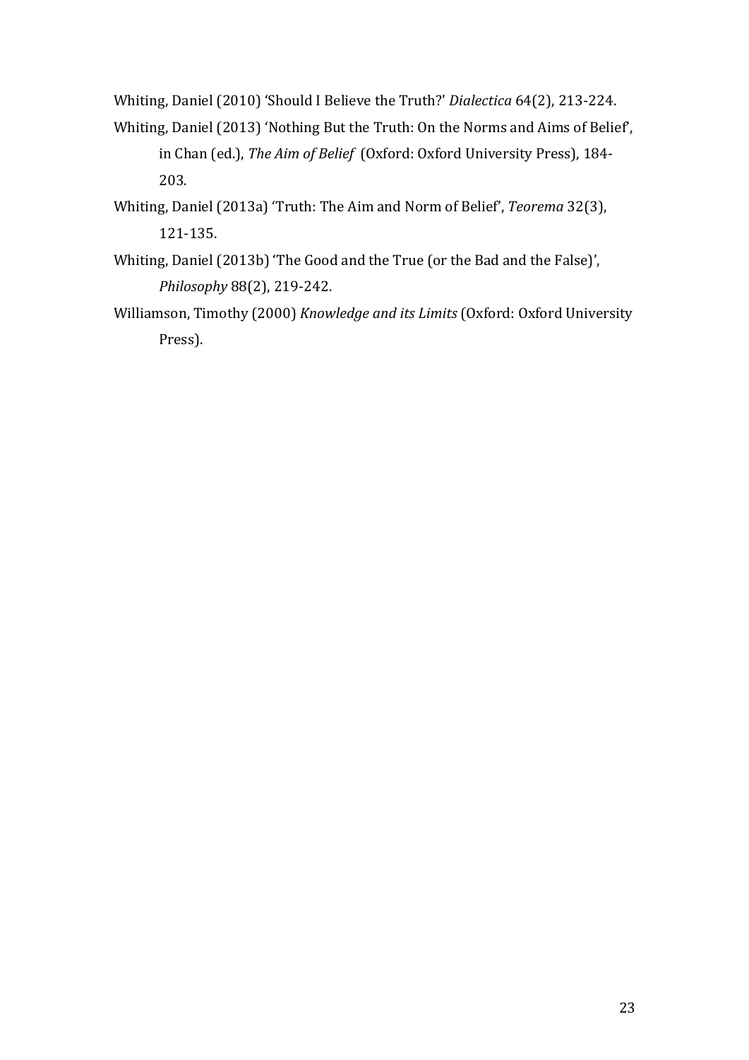Whiting, Daniel (2010) 'Should I Believe the Truth?' *Dialectica* 64(2), 213-224.

Whiting, Daniel (2013) 'Nothing But the Truth: On the Norms and Aims of Belief', in Chan (ed.), *The Aim of Belief* (Oxford: Oxford University Press), 184-203.

Whiting, Daniel (2013a) 'Truth: The Aim and Norm of Belief', *Teorema* 32(3), 121-135.

Whiting, Daniel (2013b) 'The Good and the True (or the Bad and the False)', *Philosophy* 88(2), 219-242.

Williamson, Timothy (2000) *Knowledge and its Limits* (Oxford: Oxford University Press).